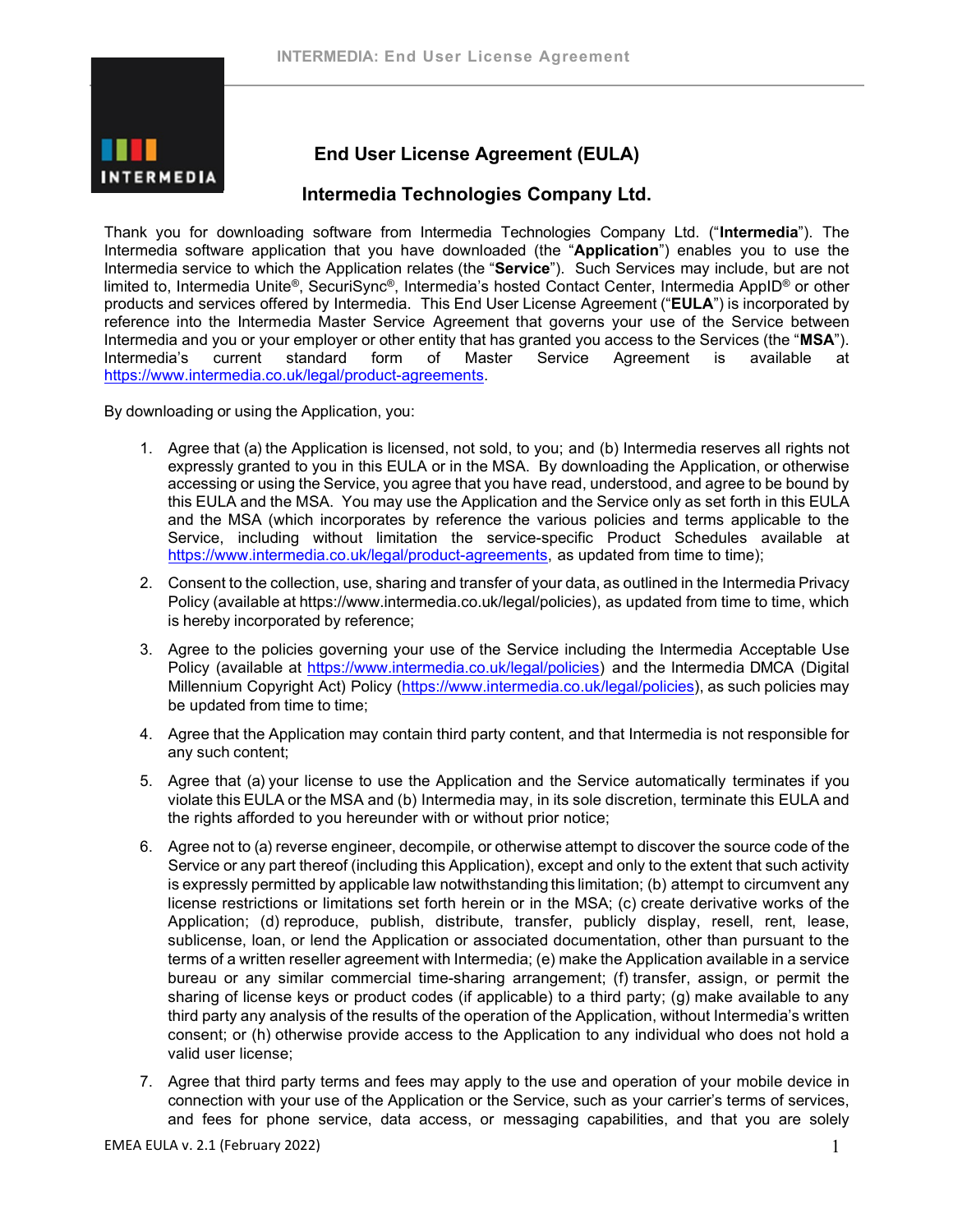# End User License Agreement (EULA)

## Intermedia Technologies Company Ltd.

Thank you for downloading software from Intermedia Technologies Company Ltd. ("**Intermedia**"). The Intermedia software application that you have downloaded (the "**Application**") enables you to use the Intermedia service to which the Application relates (the "**Service**"). Such Services may include, but are not limited to, Intermedia Unite®, SecuriSync®, Intermedia's hosted Contact Center, Intermedia AppID® or other products and services offered by Intermedia. This End User License Agreement ("**EULA**") is incorporated by reference into the Intermedia Master Service Agreement that governs your use of the Service between Intermedia and you or your employer or other entity that has granted you access to the Services (the "**MSA**"). Intermedia's current standard form of Master Service Agreement is available at https://www.intermedia.co.uk/legal/product-agreements.

By downloading or using the Application, you:

1. Agree that (a) the Application is licensed, not sold, to you; and (b) Intermedia reserves all rights not expressly granted to you in this EULA or in the MSA. By downloading the Application, or otherwise accessing or using the Service, you agree that you have read, understood, and agree to be bound by this EULA and the MSA. You may use the Application and the Service only as set forth in this EULA and the MSA (which incorporates by reference the various policies and terms applicable to the Service, including without limitation the service-specific Product Schedules available at https://www.intermedia.co.uk/legal/product-agreements, as updated from time to time);
2. Consent to the collection, use, sharing and transfer of your data, as outlined in the Intermedia Privacy Policy (available at https://www.intermedia.co.uk/legal/policies), as updated from time to time, which is hereby incorporated by reference;
3. Agree to the policies governing your use of the Service including the Intermedia Acceptable Use Policy (available at https://www.intermedia.co.uk/legal/policies) and the Intermedia DMCA (Digital Millennium Copyright Act) Policy (https://www.intermedia.co.uk/legal/policies), as such policies may be updated from time to time;
4. Agree that the Application may contain third party content, and that Intermedia is not responsible for any such content;
5. Agree that (a) your license to use the Application and the Service automatically terminates if you violate this EULA or the MSA and (b) Intermedia may, in its sole discretion, terminate this EULA and the rights afforded to you hereunder with or without prior notice;
6. Agree not to (a) reverse engineer, decompile, or otherwise attempt to discover the source code of the Service or any part thereof (including this Application), except and only to the extent that such activity is expressly permitted by applicable law notwithstanding this limitation; (b) attempt to circumvent any license restrictions or limitations set forth herein or in the MSA; (c) create derivative works of the Application; (d) reproduce, publish, distribute, transfer, publicly display, resell, rent, lease, sublicense, loan, or lend the Application or associated documentation, other than pursuant to the terms of a written reseller agreement with Intermedia; (e) make the Application available in a service bureau or any similar commercial time-sharing arrangement; (f) transfer, assign, or permit the sharing of license keys or product codes (if applicable) to a third party; (g) make available to any third party any analysis of the results of the operation of the Application, without Intermedia's written consent; or (h) otherwise provide access to the Application to any individual who does not hold a valid user license;
7. Agree that third party terms and fees may apply to the use and operation of your mobile device in connection with your use of the Application or the Service, such as your carrier's terms of services, and fees for phone service, data access, or messaging capabilities, and that you are solely

EMEA EULA v. 2.1 (February 2022)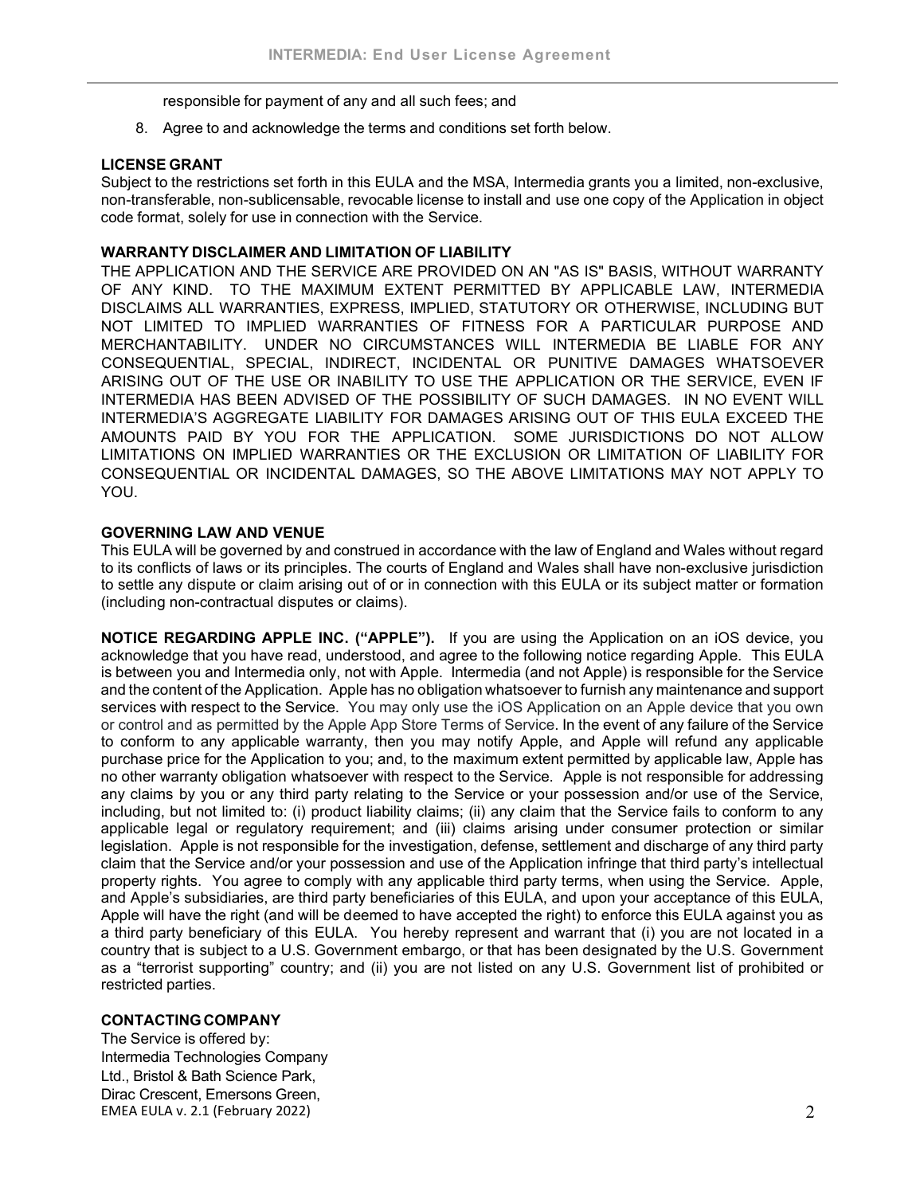responsible for payment of any and all such fees; and

8. Agree to and acknowledge the terms and conditions set forth below.

**LICENSE GRANT**

Subject to the restrictions set forth in this EULA and the MSA, Intermedia grants you a limited, non-exclusive, non-transferable, non-sublicensable, revocable license to install and use one copy of the Application in object code format, solely for use in connection with the Service.

**WARRANTY DISCLAIMER AND LIMITATION OF LIABILITY**

THE APPLICATION AND THE SERVICE ARE PROVIDED ON AN "AS IS" BASIS, WITHOUT WARRANTY OF ANY KIND. TO THE MAXIMUM EXTENT PERMITTED BY APPLICABLE LAW, INTERMEDIA DISCLAIMS ALL WARRANTIES, EXPRESS, IMPLIED, STATUTORY OR OTHERWISE, INCLUDING BUT NOT LIMITED TO IMPLIED WARRANTIES OF FITNESS FOR A PARTICULAR PURPOSE AND MERCHANTABILITY. UNDER NO CIRCUMSTANCES WILL INTERMEDIA BE LIABLE FOR ANY CONSEQUENTIAL, SPECIAL, INDIRECT, INCIDENTAL OR PUNITIVE DAMAGES WHATSOEVER ARISING OUT OF THE USE OR INABILITY TO USE THE APPLICATION OR THE SERVICE, EVEN IF INTERMEDIA HAS BEEN ADVISED OF THE POSSIBILITY OF SUCH DAMAGES. IN NO EVENT WILL INTERMEDIA'S AGGREGATE LIABILITY FOR DAMAGES ARISING OUT OF THIS EULA EXCEED THE AMOUNTS PAID BY YOU FOR THE APPLICATION. SOME JURISDICTIONS DO NOT ALLOW LIMITATIONS ON IMPLIED WARRANTIES OR THE EXCLUSION OR LIMITATION OF LIABILITY FOR CONSEQUENTIAL OR INCIDENTAL DAMAGES, SO THE ABOVE LIMITATIONS MAY NOT APPLY TO YOU.

**GOVERNING LAW AND VENUE**

This EULA will be governed by and construed in accordance with the law of England and Wales without regard to its conflicts of laws or its principles. The courts of England and Wales shall have non-exclusive jurisdiction to settle any dispute or claim arising out of or in connection with this EULA or its subject matter or formation (including non-contractual disputes or claims).

**NOTICE REGARDING APPLE INC. ("APPLE").** If you are using the Application on an iOS device, you acknowledge that you have read, understood, and agree to the following notice regarding Apple. This EULA is between you and Intermedia only, not with Apple. Intermedia (and not Apple) is responsible for the Service and the content of the Application. Apple has no obligation whatsoever to furnish any maintenance and support services with respect to the Service. You may only use the iOS Application on an Apple device that you own or control and as permitted by the Apple App Store Terms of Service. In the event of any failure of the Service to conform to any applicable warranty, then you may notify Apple, and Apple will refund any applicable purchase price for the Application to you; and, to the maximum extent permitted by applicable law, Apple has no other warranty obligation whatsoever with respect to the Service. Apple is not responsible for addressing any claims by you or any third party relating to the Service or your possession and/or use of the Service, including, but not limited to: (i) product liability claims; (ii) any claim that the Service fails to conform to any applicable legal or regulatory requirement; and (iii) claims arising under consumer protection or similar legislation. Apple is not responsible for the investigation, defense, settlement and discharge of any third party claim that the Service and/or your possession and use of the Application infringe that third party's intellectual property rights. You agree to comply with any applicable third party terms, when using the Service. Apple, and Apple's subsidiaries, are third party beneficiaries of this EULA, and upon your acceptance of this EULA, Apple will have the right (and will be deemed to have accepted the right) to enforce this EULA against you as a third party beneficiary of this EULA. You hereby represent and warrant that (i) you are not located in a country that is subject to a U.S. Government embargo, or that has been designated by the U.S. Government as a "terrorist supporting" country; and (ii) you are not listed on any U.S. Government list of prohibited or restricted parties.

**CONTACTING COMPANY**

The Service is offered by:
Intermedia Technologies Company
Ltd., Bristol & Bath Science Park,
Dirac Crescent, Emersons Green,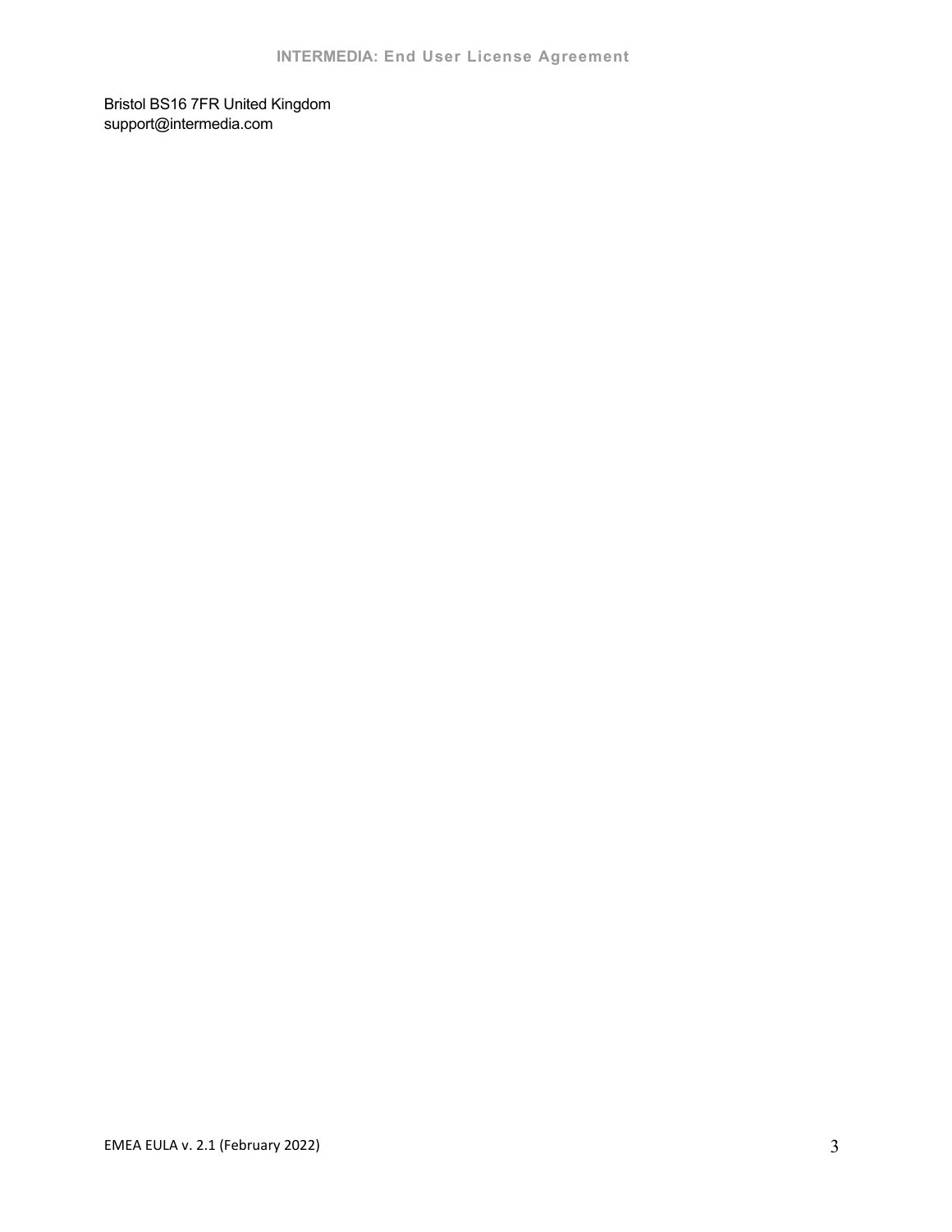Bristol BS16 7FR United Kingdom
support@intermedia.com